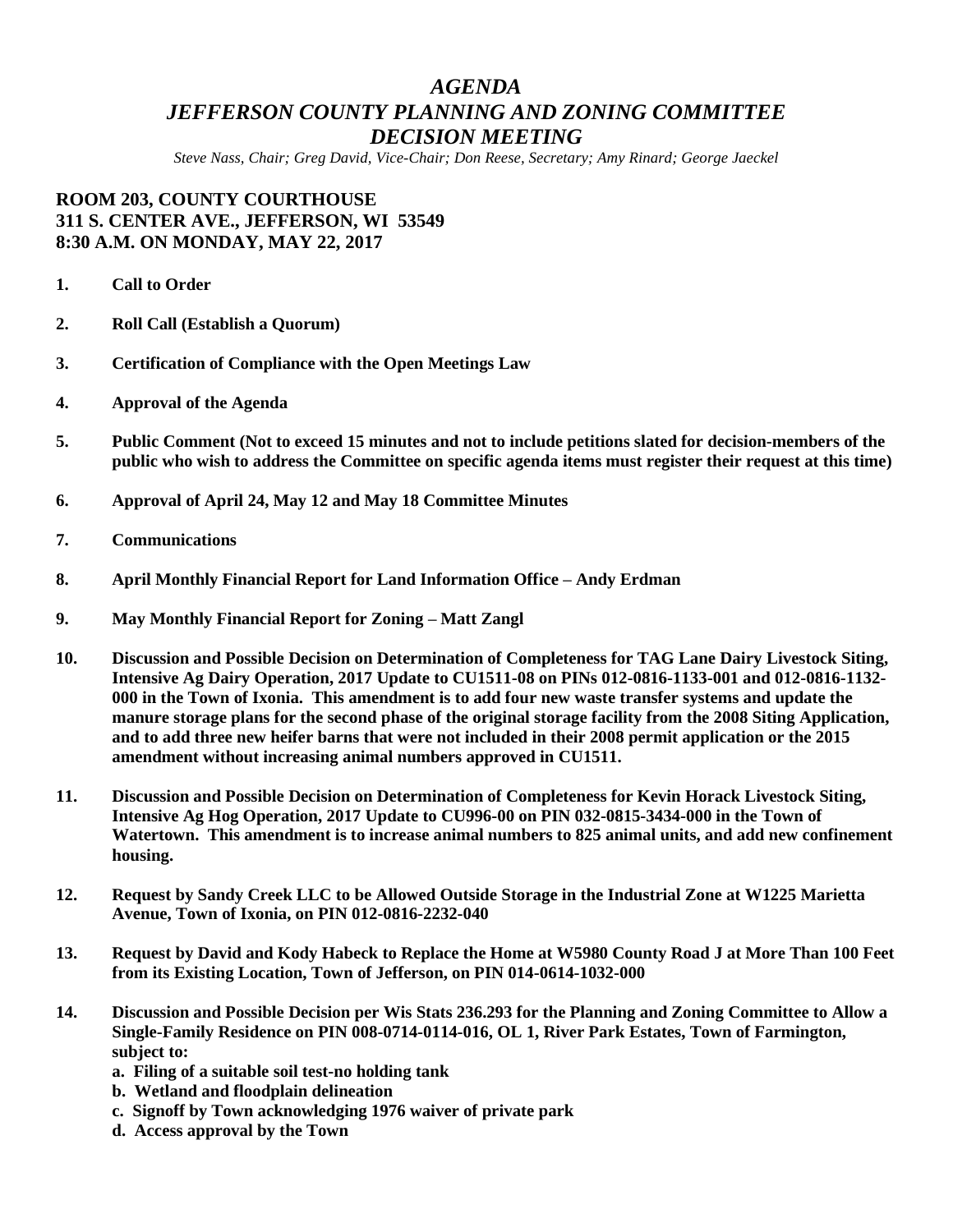# *AGENDA*
# *JEFFERSON COUNTY PLANNING AND ZONING COMMITTEE*
# *DECISION MEETING*

*Steve Nass, Chair; Greg David, Vice-Chair; Don Reese, Secretary; Amy Rinard; George Jaeckel*

**ROOM 203, COUNTY COURTHOUSE**
**311 S. CENTER AVE., JEFFERSON, WI 53549**
**8:30 A.M. ON MONDAY, MAY 22, 2017**

1. **Call to Order**

2. **Roll Call (Establish a Quorum)**

3. **Certification of Compliance with the Open Meetings Law**

4. **Approval of the Agenda**

5. **Public Comment (Not to exceed 15 minutes and not to include petitions slated for decision-members of the public who wish to address the Committee on specific agenda items must register their request at this time)**

6. **Approval of April 24, May 12 and May 18 Committee Minutes**

7. **Communications**

8. **April Monthly Financial Report for Land Information Office – Andy Erdman**

9. **May Monthly Financial Report for Zoning – Matt Zangl**

10. **Discussion and Possible Decision on Determination of Completeness for TAG Lane Dairy Livestock Siting, Intensive Ag Dairy Operation, 2017 Update to CU1511-08 on PINs 012-0816-1133-001 and 012-0816-1132-000 in the Town of Ixonia. This amendment is to add four new waste transfer systems and update the manure storage plans for the second phase of the original storage facility from the 2008 Siting Application, and to add three new heifer barns that were not included in their 2008 permit application or the 2015 amendment without increasing animal numbers approved in CU1511.**

11. **Discussion and Possible Decision on Determination of Completeness for Kevin Horack Livestock Siting, Intensive Ag Hog Operation, 2017 Update to CU996-00 on PIN 032-0815-3434-000 in the Town of Watertown. This amendment is to increase animal numbers to 825 animal units, and add new confinement housing.**

12. **Request by Sandy Creek LLC to be Allowed Outside Storage in the Industrial Zone at W1225 Marietta Avenue, Town of Ixonia, on PIN 012-0816-2232-040**

13. **Request by David and Kody Habeck to Replace the Home at W5980 County Road J at More Than 100 Feet from its Existing Location, Town of Jefferson, on PIN 014-0614-1032-000**

14. **Discussion and Possible Decision per Wis Stats 236.293 for the Planning and Zoning Committee to Allow a Single-Family Residence on PIN 008-0714-0114-016, OL 1, River Park Estates, Town of Farmington, subject to:**
    - **a. Filing of a suitable soil test-no holding tank**
    - **b. Wetland and floodplain delineation**
    - **c. Signoff by Town acknowledging 1976 waiver of private park**
    - **d. Access approval by the Town**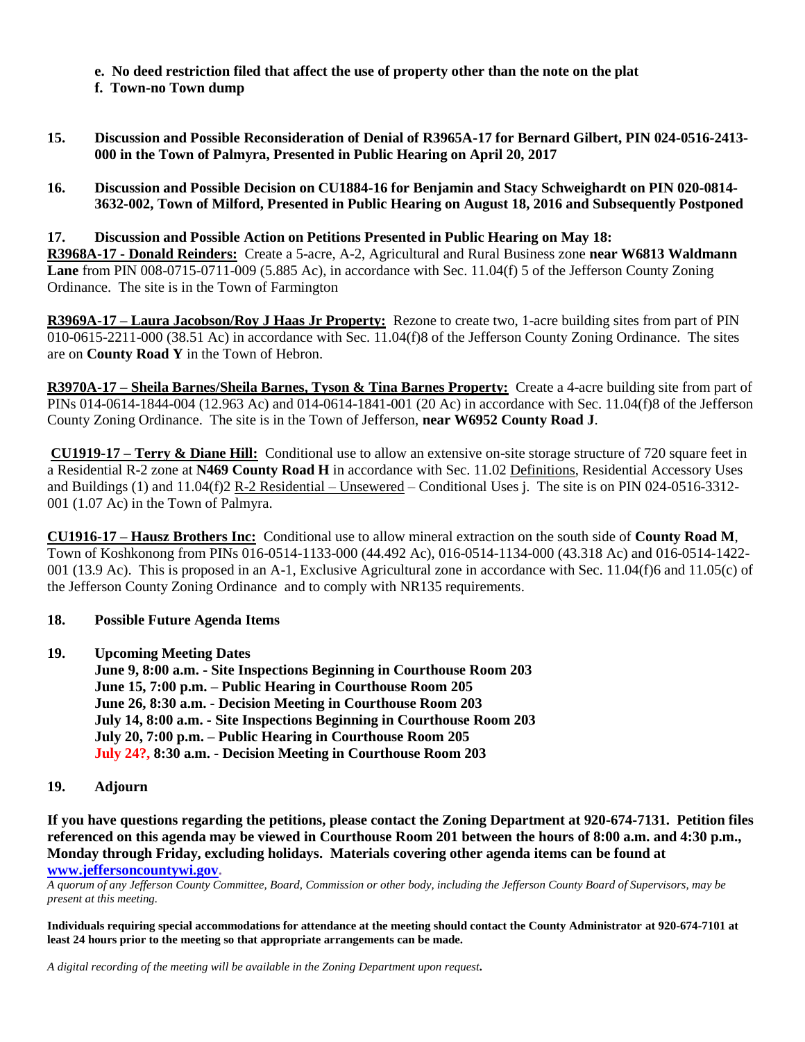**e. No deed restriction filed that affect the use of property other than the note on the plat**

**f. Town-no Town dump**

**15. Discussion and Possible Reconsideration of Denial of R3965A-17 for Bernard Gilbert, PIN 024-0516-2413-000 in the Town of Palmyra, Presented in Public Hearing on April 20, 2017**

**16. Discussion and Possible Decision on CU1884-16 for Benjamin and Stacy Schweighardt on PIN 020-0814-3632-002, Town of Milford, Presented in Public Hearing on August 18, 2016 and Subsequently Postponed**

**17. Discussion and Possible Action on Petitions Presented in Public Hearing on May 18:**

**R3968A-17 - Donald Reinders:** Create a 5-acre, A-2, Agricultural and Rural Business zone **near W6813 Waldmann Lane** from PIN 008-0715-0711-009 (5.885 Ac), in accordance with Sec. 11.04(f) 5 of the Jefferson County Zoning Ordinance. The site is in the Town of Farmington

**R3969A-17 – Laura Jacobson/Roy J Haas Jr Property:** Rezone to create two, 1-acre building sites from part of PIN 010-0615-2211-000 (38.51 Ac) in accordance with Sec. 11.04(f)8 of the Jefferson County Zoning Ordinance. The sites are on **County Road Y** in the Town of Hebron.

**R3970A-17 – Sheila Barnes/Sheila Barnes, Tyson & Tina Barnes Property:** Create a 4-acre building site from part of PINs 014-0614-1844-004 (12.963 Ac) and 014-0614-1841-001 (20 Ac) in accordance with Sec. 11.04(f)8 of the Jefferson County Zoning Ordinance. The site is in the Town of Jefferson, **near W6952 County Road J**.

**CU1919-17 – Terry & Diane Hill:** Conditional use to allow an extensive on-site storage structure of 720 square feet in a Residential R-2 zone at **N469 County Road H** in accordance with Sec. 11.02 Definitions, Residential Accessory Uses and Buildings (1) and 11.04(f)2 R-2 Residential – Unsewered – Conditional Uses j. The site is on PIN 024-0516-3312-001 (1.07 Ac) in the Town of Palmyra.

**CU1916-17 – Hausz Brothers Inc:** Conditional use to allow mineral extraction on the south side of **County Road M**, Town of Koshkonong from PINs 016-0514-1133-000 (44.492 Ac), 016-0514-1134-000 (43.318 Ac) and 016-0514-1422-001 (13.9 Ac). This is proposed in an A-1, Exclusive Agricultural zone in accordance with Sec. 11.04(f)6 and 11.05(c) of the Jefferson County Zoning Ordinance and to comply with NR135 requirements.

**18. Possible Future Agenda Items**

**19. Upcoming Meeting Dates**

**June 9, 8:00 a.m. - Site Inspections Beginning in Courthouse Room 203**
**June 15, 7:00 p.m. – Public Hearing in Courthouse Room 205**
**June 26, 8:30 a.m. - Decision Meeting in Courthouse Room 203**
**July 14, 8:00 a.m. - Site Inspections Beginning in Courthouse Room 203**
**July 20, 7:00 p.m. – Public Hearing in Courthouse Room 205**
**July 24?, 8:30 a.m. - Decision Meeting in Courthouse Room 203**

**19. Adjourn**

**If you have questions regarding the petitions, please contact the Zoning Department at 920-674-7131. Petition files referenced on this agenda may be viewed in Courthouse Room 201 between the hours of 8:00 a.m. and 4:30 p.m., Monday through Friday, excluding holidays. Materials covering other agenda items can be found at www.jeffersoncountywi.gov.**

*A quorum of any Jefferson County Committee, Board, Commission or other body, including the Jefferson County Board of Supervisors, may be present at this meeting.*

**Individuals requiring special accommodations for attendance at the meeting should contact the County Administrator at 920-674-7101 at least 24 hours prior to the meeting so that appropriate arrangements can be made.**

*A digital recording of the meeting will be available in the Zoning Department upon request.*